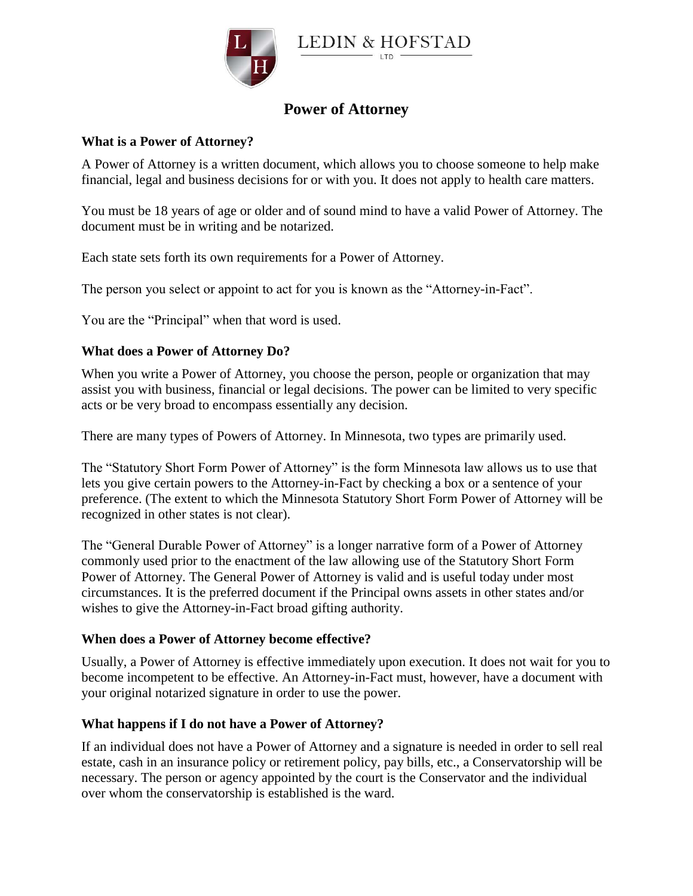LEDIN & HOFSTAD

LTD

# Power of Attorney

### What is a Power of Attorney?

A Power of Attorney is a written document, which allows you to choose someone to help make financial, legal and business decisions for or with you. It does not apply to health care matters.

You must be 18 years of age or older and of sound mind to have a valid Power of Attorney. The document must be in writing and be notarized.

Each state sets forth its own requirements for a Power of Attorney.

The person you select or appoint to act for you is known as the "Attorney-in-Fact".

You are the "Principal" when that word is used.

### What does a Power of Attorney Do?

When you write a Power of Attorney, you choose the person, people or organization that may assist you with business, financial or legal decisions. The power can be limited to very specific acts or be very broad to encompass essentially any decision.

There are many types of Powers of Attorney. In Minnesota, two types are primarily used.

The "Statutory Short Form Power of Attorney" is the form Minnesota law allows us to use that lets you give certain powers to the Attorney-in-Fact by checking a box or a sentence of your preference. (The extent to which the Minnesota Statutory Short Form Power of Attorney will be recognized in other states is not clear).

The "General Durable Power of Attorney" is a longer narrative form of a Power of Attorney commonly used prior to the enactment of the law allowing use of the Statutory Short Form Power of Attorney. The General Power of Attorney is valid and is useful today under most circumstances. It is the preferred document if the Principal owns assets in other states and/or wishes to give the Attorney-in-Fact broad gifting authority.

### When does a Power of Attorney become effective?

Usually, a Power of Attorney is effective immediately upon execution. It does not wait for you to become incompetent to be effective. An Attorney-in-Fact must, however, have a document with your original notarized signature in order to use the power.

### What happens if I do not have a Power of Attorney?

If an individual does not have a Power of Attorney and a signature is needed in order to sell real estate, cash in an insurance policy or retirement policy, pay bills, etc., a Conservatorship will be necessary. The person or agency appointed by the court is the Conservator and the individual over whom the conservatorship is established is the ward.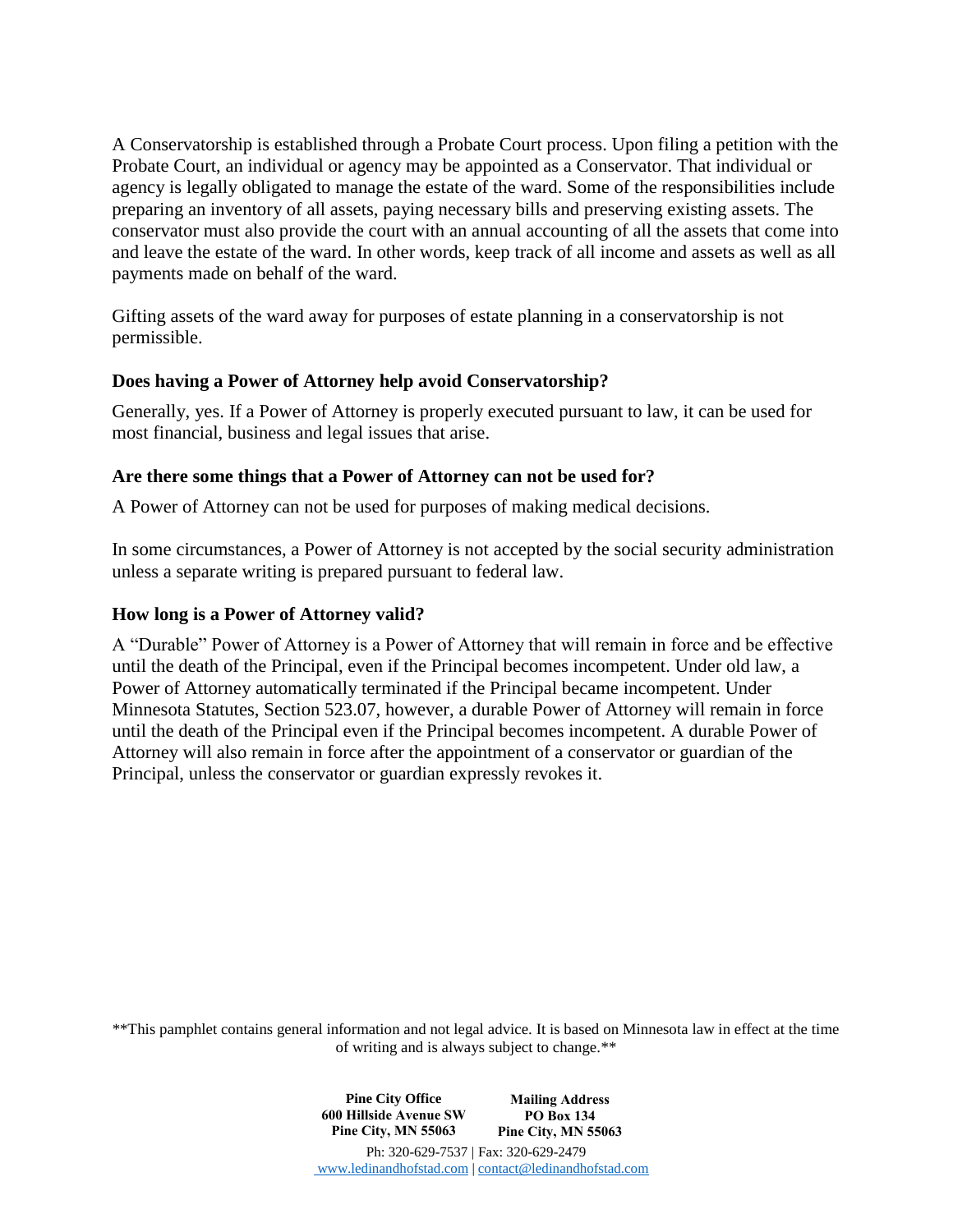A Conservatorship is established through a Probate Court process. Upon filing a petition with the Probate Court, an individual or agency may be appointed as a Conservator. That individual or agency is legally obligated to manage the estate of the ward. Some of the responsibilities include preparing an inventory of all assets, paying necessary bills and preserving existing assets. The conservator must also provide the court with an annual accounting of all the assets that come into and leave the estate of the ward. In other words, keep track of all income and assets as well as all payments made on behalf of the ward.

Gifting assets of the ward away for purposes of estate planning in a conservatorship is not permissible.

### Does having a Power of Attorney help avoid Conservatorship?

Generally, yes. If a Power of Attorney is properly executed pursuant to law, it can be used for most financial, business and legal issues that arise.

### Are there some things that a Power of Attorney can not be used for?

A Power of Attorney can not be used for purposes of making medical decisions.

In some circumstances, a Power of Attorney is not accepted by the social security administration unless a separate writing is prepared pursuant to federal law.

### How long is a Power of Attorney valid?

A "Durable" Power of Attorney is a Power of Attorney that will remain in force and be effective until the death of the Principal, even if the Principal becomes incompetent. Under old law, a Power of Attorney automatically terminated if the Principal became incompetent. Under Minnesota Statutes, Section 523.07, however, a durable Power of Attorney will remain in force until the death of the Principal even if the Principal becomes incompetent. A durable Power of Attorney will also remain in force after the appointment of a conservator or guardian of the Principal, unless the conservator or guardian expressly revokes it.

**This pamphlet contains general information and not legal advice. It is based on Minnesota law in effect at the time of writing and is always subject to change.**

**Pine City Office**
**600 Hillside Avenue SW**
**Pine City, MN 55063**

**Mailing Address**
**PO Box 134**
**Pine City, MN 55063**

Ph: 320-629-7537 | Fax: 320-629-2479
www.ledinandhofstad.com | contact@ledinandhofstad.com